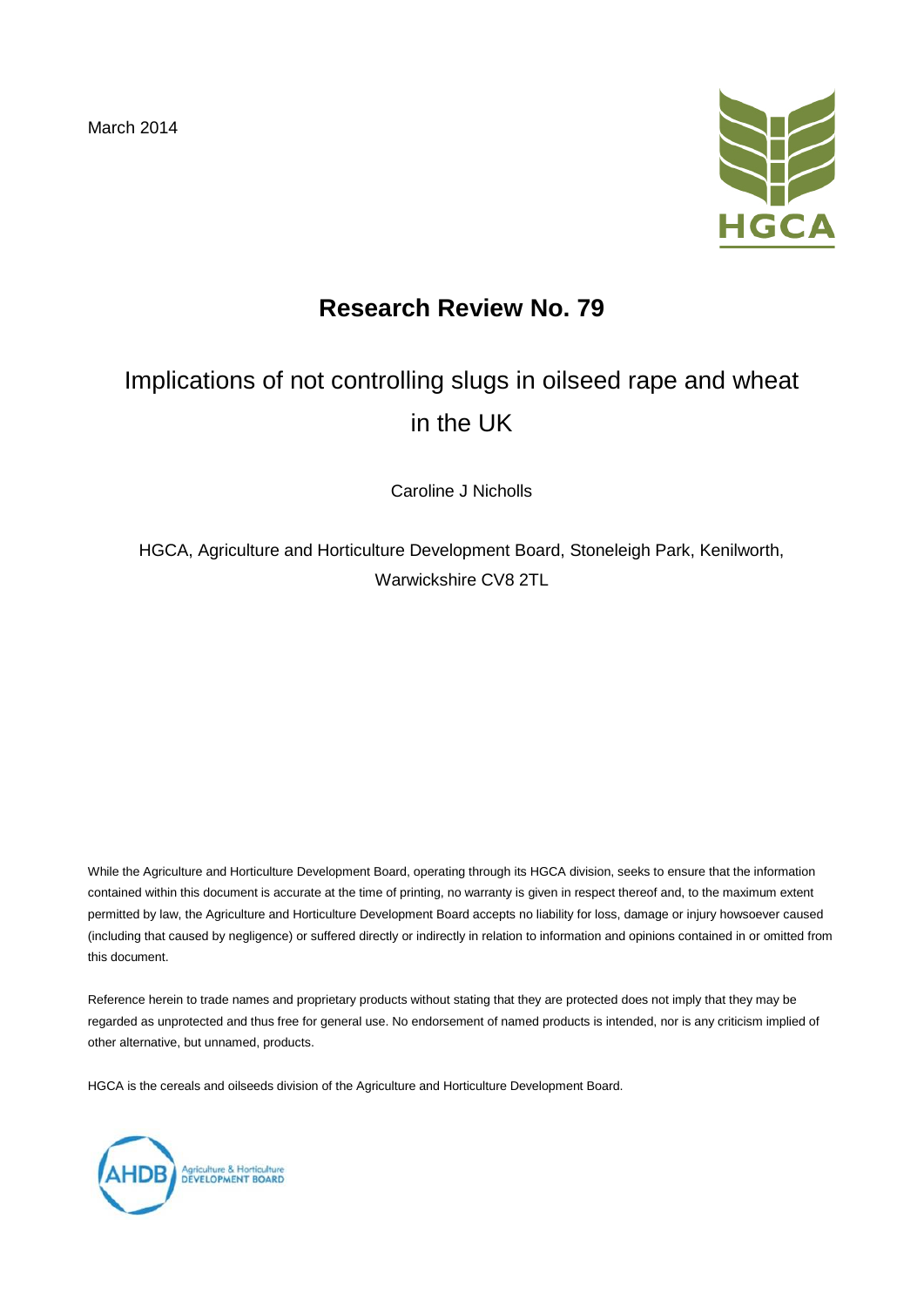March 2014

HGCA

# Research Review No. 79

## Implications of not controlling slugs in oilseed rape and wheat in the UK

Caroline J Nicholls

HGCA, Agriculture and Horticulture Development Board, Stoneleigh Park, Kenilworth, Warwickshire CV8 2TL

While the Agriculture and Horticulture Development Board, operating through its HGCA division, seeks to ensure that the information contained within this document is accurate at the time of printing, no warranty is given in respect thereof and, to the maximum extent permitted by law, the Agriculture and Horticulture Development Board accepts no liability for loss, damage or injury howsoever caused (including that caused by negligence) or suffered directly or indirectly in relation to information and opinions contained in or omitted from this document.

Reference herein to trade names and proprietary products without stating that they are protected does not imply that they may be regarded as unprotected and thus free for general use. No endorsement of named products is intended, nor is any criticism implied of other alternative, but unnamed, products.

HGCA is the cereals and oilseeds division of the Agriculture and Horticulture Development Board.

AHDB Agriculture & Horticulture DEVELOPMENT BOARD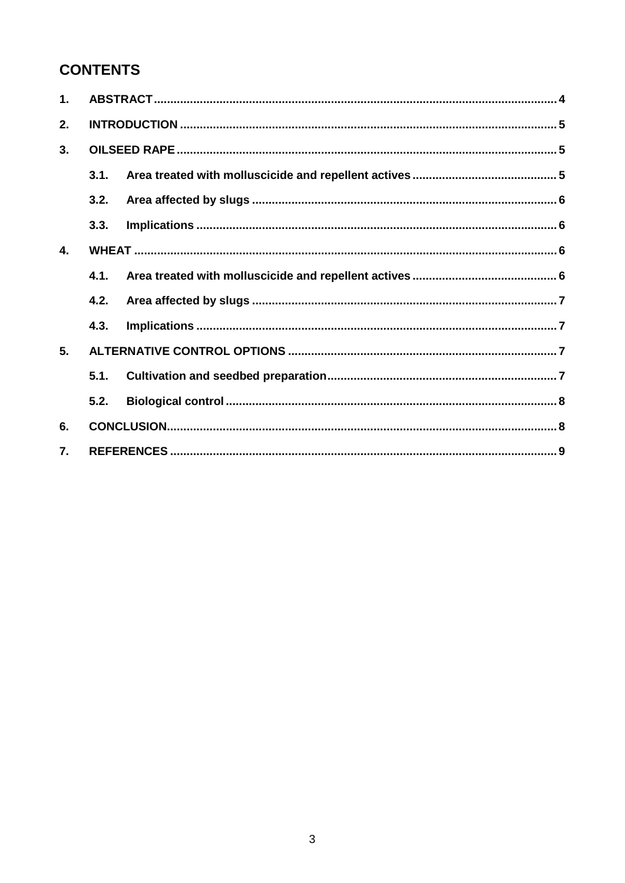# CONTENTS

1. **ABSTRACT** ... 4
2. **INTRODUCTION** ... 5
3. **OILSEED RAPE** ... 5
   - 3.1. **Area treated with molluscicide and repellent actives** ... 5
   - 3.2. **Area affected by slugs** ... 6
   - 3.3. **Implications** ... 6
4. **WHEAT** ... 6
   - 4.1. **Area treated with molluscicide and repellent actives** ... 6
   - 4.2. **Area affected by slugs** ... 7
   - 4.3. **Implications** ... 7
5. **ALTERNATIVE CONTROL OPTIONS** ... 7
   - 5.1. **Cultivation and seedbed preparation** ... 7
   - 5.2. **Biological control** ... 8
6. **CONCLUSION** ... 8
7. **REFERENCES** ... 9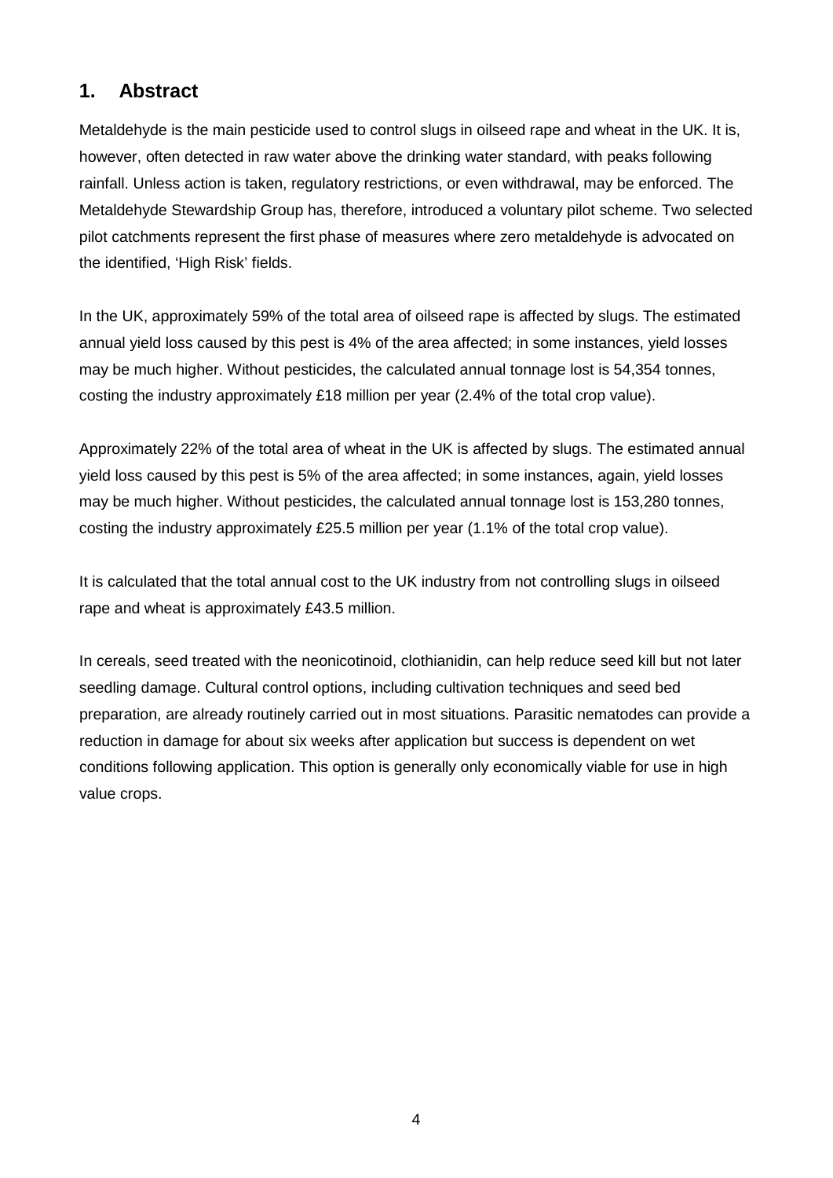# 1. Abstract

Metaldehyde is the main pesticide used to control slugs in oilseed rape and wheat in the UK. It is, however, often detected in raw water above the drinking water standard, with peaks following rainfall. Unless action is taken, regulatory restrictions, or even withdrawal, may be enforced. The Metaldehyde Stewardship Group has, therefore, introduced a voluntary pilot scheme. Two selected pilot catchments represent the first phase of measures where zero metaldehyde is advocated on the identified, 'High Risk' fields.

In the UK, approximately 59% of the total area of oilseed rape is affected by slugs. The estimated annual yield loss caused by this pest is 4% of the area affected; in some instances, yield losses may be much higher. Without pesticides, the calculated annual tonnage lost is 54,354 tonnes, costing the industry approximately £18 million per year (2.4% of the total crop value).

Approximately 22% of the total area of wheat in the UK is affected by slugs. The estimated annual yield loss caused by this pest is 5% of the area affected; in some instances, again, yield losses may be much higher. Without pesticides, the calculated annual tonnage lost is 153,280 tonnes, costing the industry approximately £25.5 million per year (1.1% of the total crop value).

It is calculated that the total annual cost to the UK industry from not controlling slugs in oilseed rape and wheat is approximately £43.5 million.

In cereals, seed treated with the neonicotinoid, clothianidin, can help reduce seed kill but not later seedling damage. Cultural control options, including cultivation techniques and seed bed preparation, are already routinely carried out in most situations. Parasitic nematodes can provide a reduction in damage for about six weeks after application but success is dependent on wet conditions following application. This option is generally only economically viable for use in high value crops.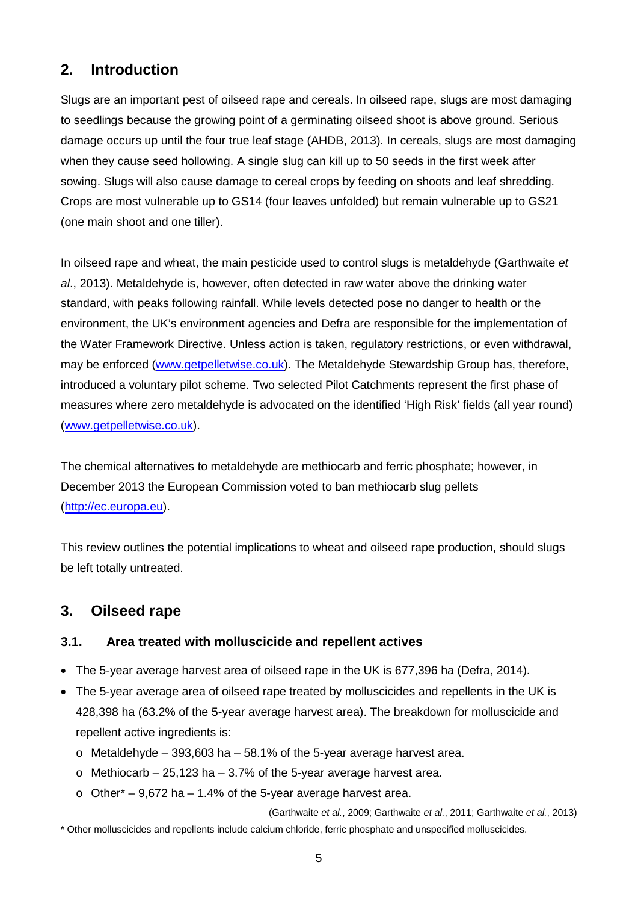## 2. Introduction

Slugs are an important pest of oilseed rape and cereals. In oilseed rape, slugs are most damaging to seedlings because the growing point of a germinating oilseed shoot is above ground. Serious damage occurs up until the four true leaf stage (AHDB, 2013). In cereals, slugs are most damaging when they cause seed hollowing. A single slug can kill up to 50 seeds in the first week after sowing. Slugs will also cause damage to cereal crops by feeding on shoots and leaf shredding. Crops are most vulnerable up to GS14 (four leaves unfolded) but remain vulnerable up to GS21 (one main shoot and one tiller).

In oilseed rape and wheat, the main pesticide used to control slugs is metaldehyde (Garthwaite *et al*., 2013). Metaldehyde is, however, often detected in raw water above the drinking water standard, with peaks following rainfall. While levels detected pose no danger to health or the environment, the UK's environment agencies and Defra are responsible for the implementation of the Water Framework Directive. Unless action is taken, regulatory restrictions, or even withdrawal, may be enforced (www.getpelletwise.co.uk). The Metaldehyde Stewardship Group has, therefore, introduced a voluntary pilot scheme. Two selected Pilot Catchments represent the first phase of measures where zero metaldehyde is advocated on the identified 'High Risk' fields (all year round) (www.getpelletwise.co.uk).

The chemical alternatives to metaldehyde are methiocarb and ferric phosphate; however, in December 2013 the European Commission voted to ban methiocarb slug pellets (http://ec.europa.eu).

This review outlines the potential implications to wheat and oilseed rape production, should slugs be left totally untreated.

## 3. Oilseed rape

### 3.1. Area treated with molluscicide and repellent actives

- The 5-year average harvest area of oilseed rape in the UK is 677,396 ha (Defra, 2014).
- The 5-year average area of oilseed rape treated by molluscicides and repellents in the UK is 428,398 ha (63.2% of the 5-year average harvest area). The breakdown for molluscicide and repellent active ingredients is:
  - Metaldehyde – 393,603 ha – 58.1% of the 5-year average harvest area.
  - Methiocarb – 25,123 ha – 3.7% of the 5-year average harvest area.
  - Other* – 9,672 ha – 1.4% of the 5-year average harvest area.

(Garthwaite *et al.*, 2009; Garthwaite *et al.*, 2011; Garthwaite *et al.*, 2013)

* Other molluscicides and repellents include calcium chloride, ferric phosphate and unspecified molluscicides.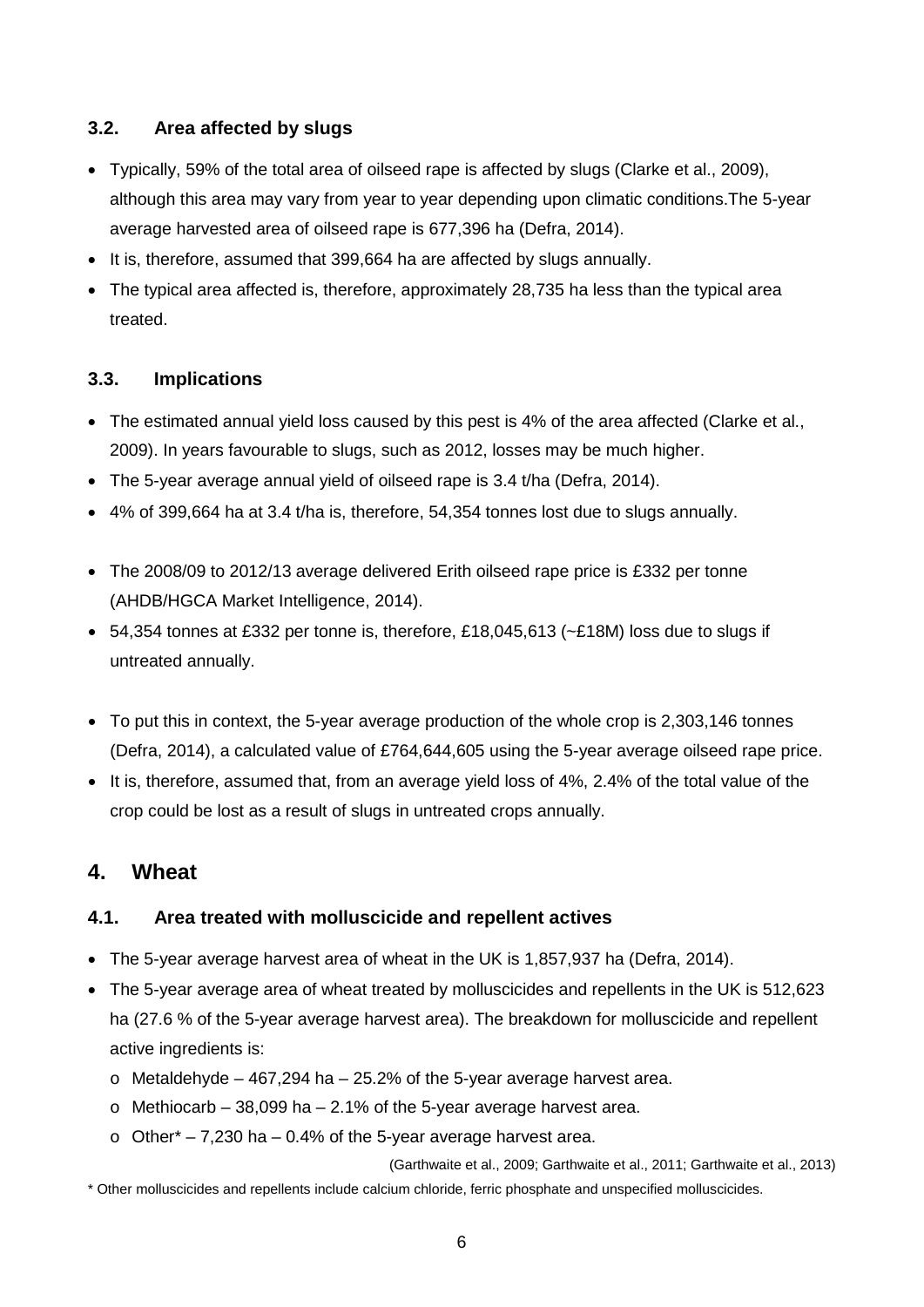### 3.2. Area affected by slugs

- Typically, 59% of the total area of oilseed rape is affected by slugs (Clarke et al., 2009), although this area may vary from year to year depending upon climatic conditions.The 5-year average harvested area of oilseed rape is 677,396 ha (Defra, 2014).
- It is, therefore, assumed that 399,664 ha are affected by slugs annually.
- The typical area affected is, therefore, approximately 28,735 ha less than the typical area treated.

### 3.3. Implications

- The estimated annual yield loss caused by this pest is 4% of the area affected (Clarke et al., 2009). In years favourable to slugs, such as 2012, losses may be much higher.
- The 5-year average annual yield of oilseed rape is 3.4 t/ha (Defra, 2014).
- 4% of 399,664 ha at 3.4 t/ha is, therefore, 54,354 tonnes lost due to slugs annually.

- The 2008/09 to 2012/13 average delivered Erith oilseed rape price is £332 per tonne (AHDB/HGCA Market Intelligence, 2014).
- 54,354 tonnes at £332 per tonne is, therefore, £18,045,613 (~£18M) loss due to slugs if untreated annually.

- To put this in context, the 5-year average production of the whole crop is 2,303,146 tonnes (Defra, 2014), a calculated value of £764,644,605 using the 5-year average oilseed rape price.
- It is, therefore, assumed that, from an average yield loss of 4%, 2.4% of the total value of the crop could be lost as a result of slugs in untreated crops annually.

## 4. Wheat

### 4.1. Area treated with molluscicide and repellent actives

- The 5-year average harvest area of wheat in the UK is 1,857,937 ha (Defra, 2014).
- The 5-year average area of wheat treated by molluscicides and repellents in the UK is 512,623 ha (27.6 % of the 5-year average harvest area). The breakdown for molluscicide and repellent active ingredients is:
  - Metaldehyde – 467,294 ha – 25.2% of the 5-year average harvest area.
  - Methiocarb – 38,099 ha – 2.1% of the 5-year average harvest area.
  - Other* – 7,230 ha – 0.4% of the 5-year average harvest area.

(Garthwaite et al., 2009; Garthwaite et al., 2011; Garthwaite et al., 2013)

* Other molluscicides and repellents include calcium chloride, ferric phosphate and unspecified molluscicides.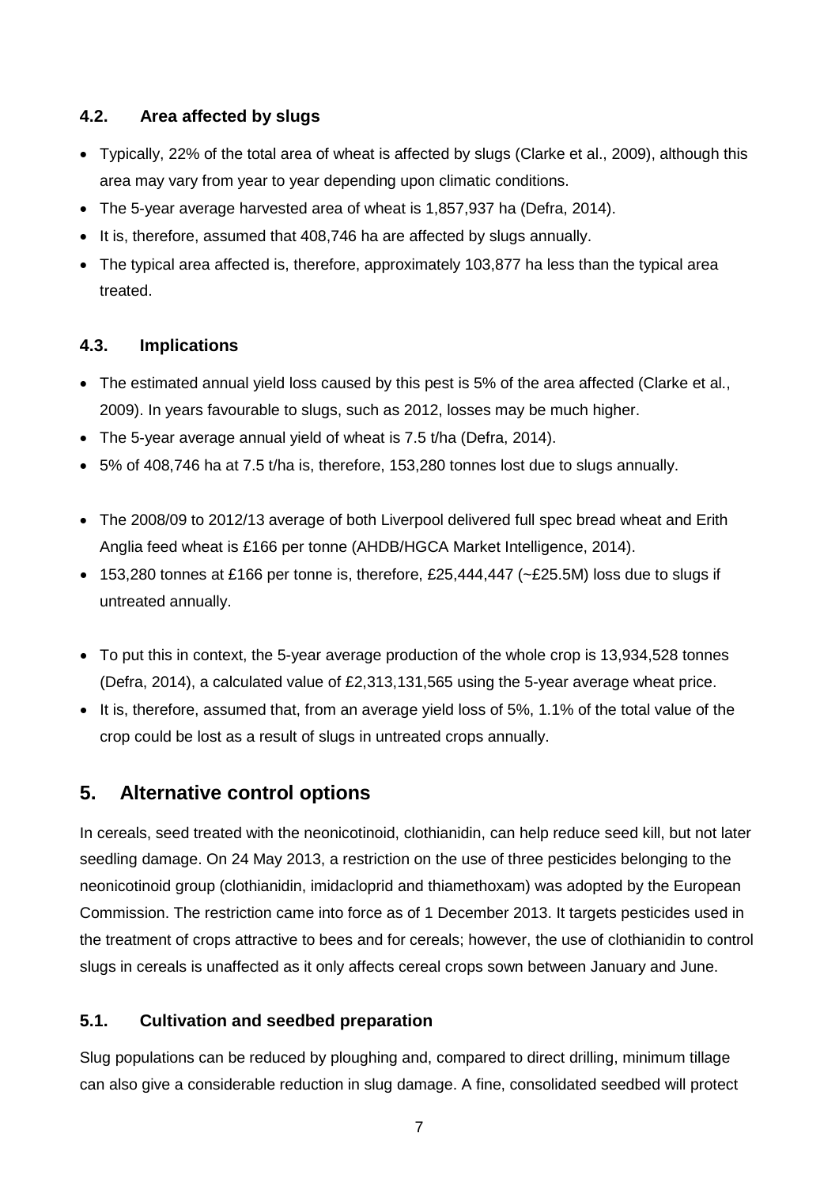### 4.2. Area affected by slugs

- Typically, 22% of the total area of wheat is affected by slugs (Clarke et al., 2009), although this area may vary from year to year depending upon climatic conditions.
- The 5-year average harvested area of wheat is 1,857,937 ha (Defra, 2014).
- It is, therefore, assumed that 408,746 ha are affected by slugs annually.
- The typical area affected is, therefore, approximately 103,877 ha less than the typical area treated.

### 4.3. Implications

- The estimated annual yield loss caused by this pest is 5% of the area affected (Clarke et al., 2009). In years favourable to slugs, such as 2012, losses may be much higher.
- The 5-year average annual yield of wheat is 7.5 t/ha (Defra, 2014).
- 5% of 408,746 ha at 7.5 t/ha is, therefore, 153,280 tonnes lost due to slugs annually.

- The 2008/09 to 2012/13 average of both Liverpool delivered full spec bread wheat and Erith Anglia feed wheat is £166 per tonne (AHDB/HGCA Market Intelligence, 2014).
- 153,280 tonnes at £166 per tonne is, therefore, £25,444,447 (~£25.5M) loss due to slugs if untreated annually.

- To put this in context, the 5-year average production of the whole crop is 13,934,528 tonnes (Defra, 2014), a calculated value of £2,313,131,565 using the 5-year average wheat price.
- It is, therefore, assumed that, from an average yield loss of 5%, 1.1% of the total value of the crop could be lost as a result of slugs in untreated crops annually.

## 5. Alternative control options

In cereals, seed treated with the neonicotinoid, clothianidin, can help reduce seed kill, but not later seedling damage. On 24 May 2013, a restriction on the use of three pesticides belonging to the neonicotinoid group (clothianidin, imidacloprid and thiamethoxam) was adopted by the European Commission. The restriction came into force as of 1 December 2013. It targets pesticides used in the treatment of crops attractive to bees and for cereals; however, the use of clothianidin to control slugs in cereals is unaffected as it only affects cereal crops sown between January and June.

### 5.1. Cultivation and seedbed preparation

Slug populations can be reduced by ploughing and, compared to direct drilling, minimum tillage can also give a considerable reduction in slug damage. A fine, consolidated seedbed will protect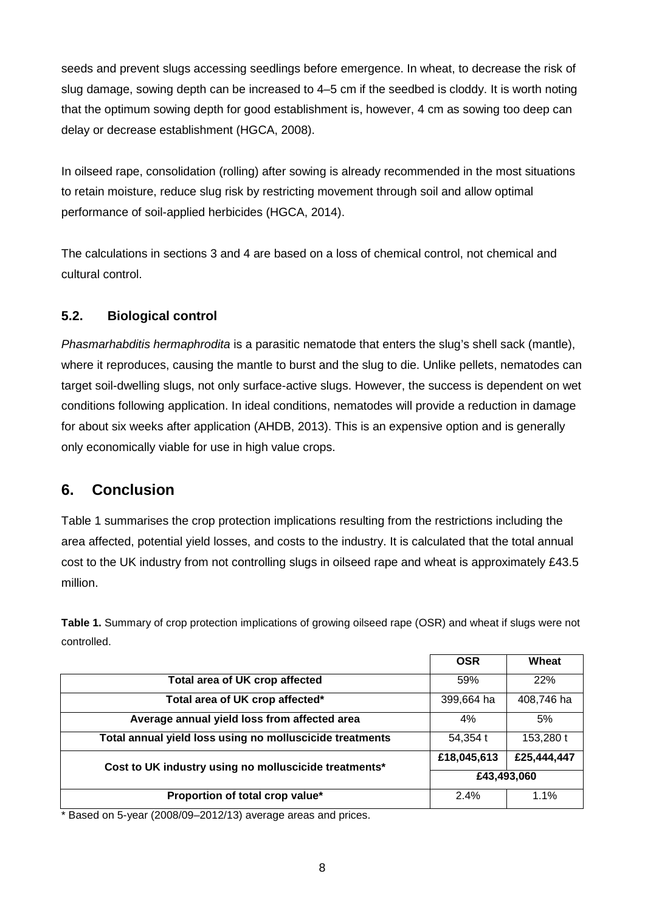seeds and prevent slugs accessing seedlings before emergence. In wheat, to decrease the risk of slug damage, sowing depth can be increased to 4–5 cm if the seedbed is cloddy. It is worth noting that the optimum sowing depth for good establishment is, however, 4 cm as sowing too deep can delay or decrease establishment (HGCA, 2008).

In oilseed rape, consolidation (rolling) after sowing is already recommended in the most situations to retain moisture, reduce slug risk by restricting movement through soil and allow optimal performance of soil-applied herbicides (HGCA, 2014).

The calculations in sections 3 and 4 are based on a loss of chemical control, not chemical and cultural control.

### 5.2. Biological control

*Phasmarhabditis hermaphrodita* is a parasitic nematode that enters the slug's shell sack (mantle), where it reproduces, causing the mantle to burst and the slug to die. Unlike pellets, nematodes can target soil-dwelling slugs, not only surface-active slugs. However, the success is dependent on wet conditions following application. In ideal conditions, nematodes will provide a reduction in damage for about six weeks after application (AHDB, 2013). This is an expensive option and is generally only economically viable for use in high value crops.

## 6. Conclusion

Table 1 summarises the crop protection implications resulting from the restrictions including the area affected, potential yield losses, and costs to the industry. It is calculated that the total annual cost to the UK industry from not controlling slugs in oilseed rape and wheat is approximately £43.5 million.

**Table 1.** Summary of crop protection implications of growing oilseed rape (OSR) and wheat if slugs were not controlled.

| | **OSR** | **Wheat** |
|---|---|---|
| **Total area of UK crop affected** | 59% | 22% |
| **Total area of UK crop affected*** | 399,664 ha | 408,746 ha |
| **Average annual yield loss from affected area** | 4% | 5% |
| **Total annual yield loss using no molluscicide treatments** | 54,354 t | 153,280 t |
| **Cost to UK industry using no molluscicide treatments*** | **£18,045,613** | **£25,444,447** |
| | **£43,493,060** | |
| **Proportion of total crop value*** | 2.4% | 1.1% |

\* Based on 5-year (2008/09–2012/13) average areas and prices.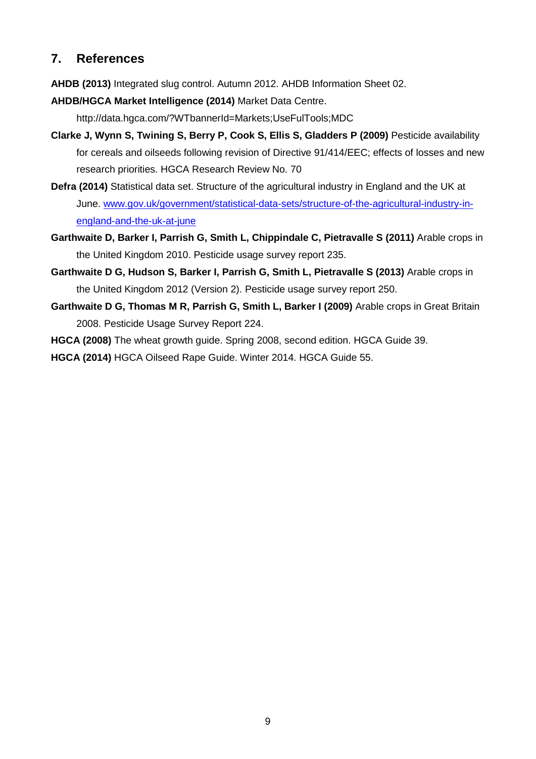## 7. References

**AHDB (2013)** Integrated slug control. Autumn 2012. AHDB Information Sheet 02.

**AHDB/HGCA Market Intelligence (2014)** Market Data Centre. http://data.hgca.com/?WTbannerId=Markets;UseFulTools;MDC

**Clarke J, Wynn S, Twining S, Berry P, Cook S, Ellis S, Gladders P (2009)** Pesticide availability for cereals and oilseeds following revision of Directive 91/414/EEC; effects of losses and new research priorities. HGCA Research Review No. 70

**Defra (2014)** Statistical data set. Structure of the agricultural industry in England and the UK at June. [www.gov.uk/government/statistical-data-sets/structure-of-the-agricultural-industry-in-england-and-the-uk-at-june](www.gov.uk/government/statistical-data-sets/structure-of-the-agricultural-industry-in-england-and-the-uk-at-june)

**Garthwaite D, Barker I, Parrish G, Smith L, Chippindale C, Pietravalle S (2011)** Arable crops in the United Kingdom 2010. Pesticide usage survey report 235.

**Garthwaite D G, Hudson S, Barker I, Parrish G, Smith L, Pietravalle S (2013)** Arable crops in the United Kingdom 2012 (Version 2). Pesticide usage survey report 250.

**Garthwaite D G, Thomas M R, Parrish G, Smith L, Barker I (2009)** Arable crops in Great Britain 2008. Pesticide Usage Survey Report 224.

**HGCA (2008)** The wheat growth guide. Spring 2008, second edition. HGCA Guide 39.

**HGCA (2014)** HGCA Oilseed Rape Guide. Winter 2014. HGCA Guide 55.